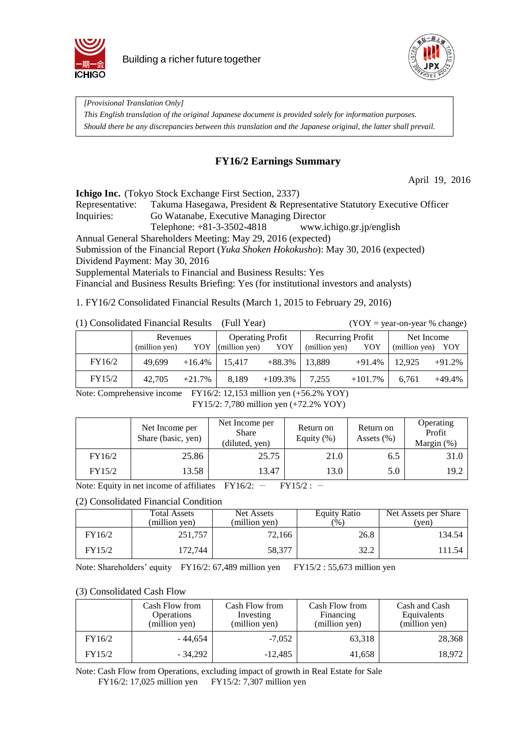Building a richer future together

*[Provisional Translation Only]*
*This English translation of the original Japanese document is provided solely for information purposes.*
*Should there be any discrepancies between this translation and the Japanese original, the latter shall prevail.*

# FY16/2 Earnings Summary

April 19, 2016

**Ichigo Inc.** (Tokyo Stock Exchange First Section, 2337)
Representative: Takuma Hasegawa, President & Representative Statutory Executive Officer
Inquiries: Go Watanabe, Executive Managing Director
Telephone: +81-3-3502-4818 www.ichigo.gr.jp/english
Annual General Shareholders Meeting: May 29, 2016 (expected)
Submission of the Financial Report (*Yuka Shoken Hokokusho*): May 30, 2016 (expected)
Dividend Payment: May 30, 2016
Supplemental Materials to Financial and Business Results: Yes
Financial and Business Results Briefing: Yes (for institutional investors and analysts)

1. FY16/2 Consolidated Financial Results (March 1, 2015 to February 29, 2016)

(1) Consolidated Financial Results (Full Year) (YOY = year-on-year % change)

| | Revenues | | Operating Profit | | Recurring Profit | | Net Income | |
|---|---|---|---|---|---|---|---|---|
| | (million yen) | YOY | (million yen) | YOY | (million yen) | YOY | (million yen) | YOY |
| FY16/2 | 49,699 | +16.4% | 15,417 | +88.3% | 13,889 | +91.4% | 12,925 | +91.2% |
| FY15/2 | 42,705 | +21.7% | 8,189 | +109.3% | 7,255 | +101.7% | 6,761 | +49.4% |

Note: Comprehensive income FY16/2: 12,153 million yen (+56.2% YOY)
FY15/2: 7,780 million yen (+72.2% YOY)

| | Net Income per Share (basic, yen) | Net Income per Share (diluted, yen) | Return on Equity (%) | Return on Assets (%) | Operating Profit Margin (%) |
|---|---|---|---|---|---|
| FY16/2 | 25.86 | 25.75 | 21.0 | 6.5 | 31.0 |
| FY15/2 | 13.58 | 13.47 | 13.0 | 5.0 | 19.2 |

Note: Equity in net income of affiliates FY16/2: − FY15/2 : −

(2) Consolidated Financial Condition

| | Total Assets (million yen) | Net Assets (million yen) | Equity Ratio (%) | Net Assets per Share (yen) |
|---|---|---|---|---|
| FY16/2 | 251,757 | 72,166 | 26.8 | 134.54 |
| FY15/2 | 172,744 | 58,377 | 32.2 | 111.54 |

Note: Shareholders' equity FY16/2: 67,489 million yen FY15/2 : 55,673 million yen

(3) Consolidated Cash Flow

| | Cash Flow from Operations (million yen) | Cash Flow from Investing (million yen) | Cash Flow from Financing (million yen) | Cash and Cash Equivalents (million yen) |
|---|---|---|---|---|
| FY16/2 | - 44,654 | -7,052 | 63,318 | 28,368 |
| FY15/2 | - 34,292 | -12,485 | 41,658 | 18,972 |

Note: Cash Flow from Operations, excluding impact of growth in Real Estate for Sale
FY16/2: 17,025 million yen FY15/2: 7,307 million yen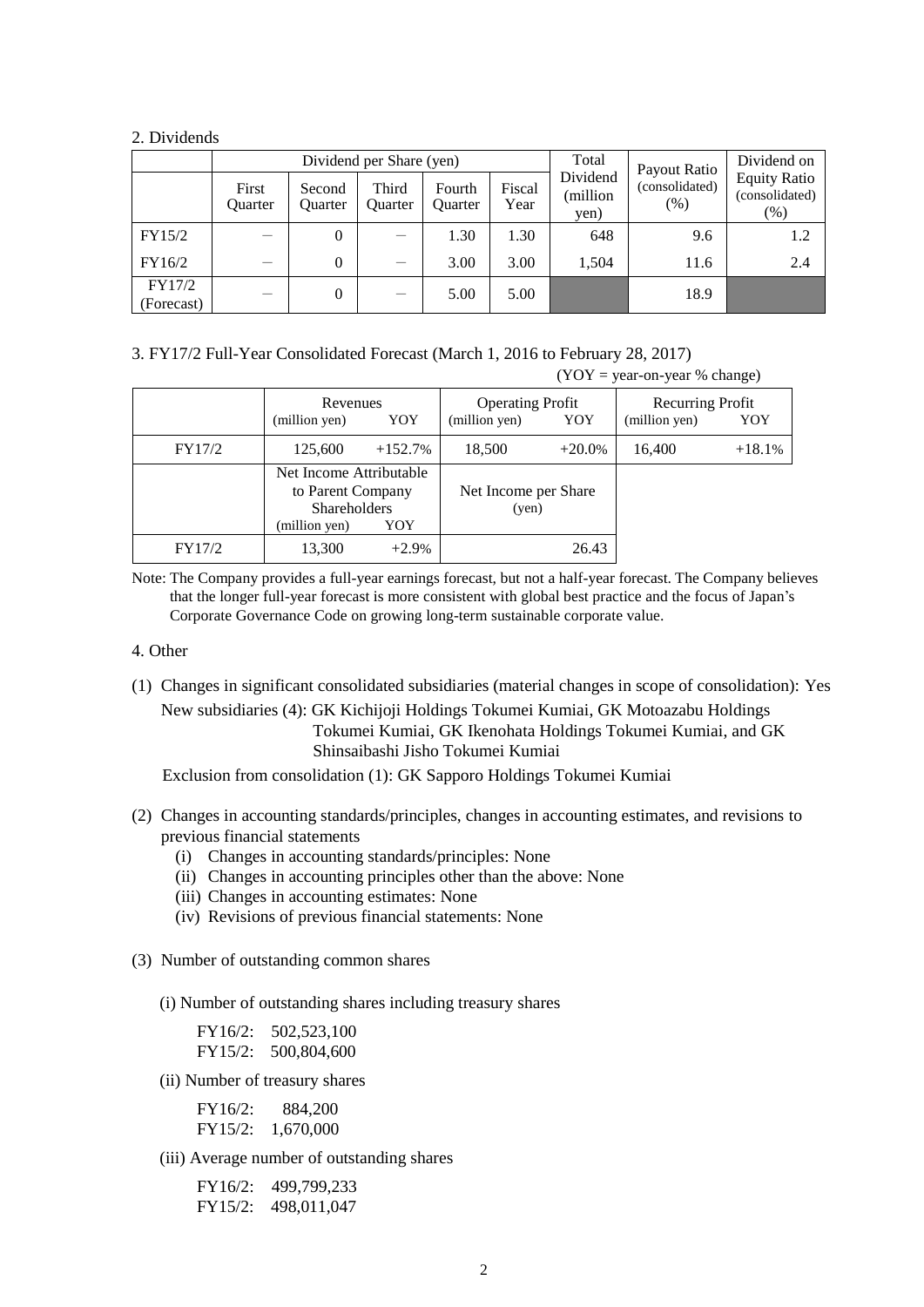## 2. Dividends

| | Dividend per Share (yen) | | | | | Total Dividend (million yen) | Payout Ratio (consolidated) (%) | Dividend on Equity Ratio (consolidated) (%) |
|---|---|---|---|---|---|---|---|---|
| | First Quarter | Second Quarter | Third Quarter | Fourth Quarter | Fiscal Year | | | |
| FY15/2 | — | 0 | — | 1.30 | 1.30 | 648 | 9.6 | 1.2 |
| FY16/2 | — | 0 | — | 3.00 | 3.00 | 1,504 | 11.6 | 2.4 |
| FY17/2 (Forecast) | — | 0 | — | 5.00 | 5.00 | | 18.9 | |

## 3. FY17/2 Full-Year Consolidated Forecast (March 1, 2016 to February 28, 2017)

(YOY = year-on-year % change)

| | Revenues (million yen) | YOY | Operating Profit (million yen) | YOY | Recurring Profit (million yen) | YOY |
|---|---|---|---|---|---|---|
| FY17/2 | 125,600 | +152.7% | 18,500 | +20.0% | 16,400 | +18.1% |

| | Net Income Attributable to Parent Company Shareholders (million yen) | YOY | Net Income per Share (yen) |
|---|---|---|---|
| FY17/2 | 13,300 | +2.9% | 26.43 |

Note: The Company provides a full-year earnings forecast, but not a half-year forecast. The Company believes that the longer full-year forecast is more consistent with global best practice and the focus of Japan's Corporate Governance Code on growing long-term sustainable corporate value.

## 4. Other

(1) Changes in significant consolidated subsidiaries (material changes in scope of consolidation): Yes

New subsidiaries (4): GK Kichijoji Holdings Tokumei Kumiai, GK Motoazabu Holdings Tokumei Kumiai, GK Ikenohata Holdings Tokumei Kumiai, and GK Shinsaibashi Jisho Tokumei Kumiai

Exclusion from consolidation (1): GK Sapporo Holdings Tokumei Kumiai

(2) Changes in accounting standards/principles, changes in accounting estimates, and revisions to previous financial statements

- (i) Changes in accounting standards/principles: None
- (ii) Changes in accounting principles other than the above: None
- (iii) Changes in accounting estimates: None
- (iv) Revisions of previous financial statements: None

(3) Number of outstanding common shares

(i) Number of outstanding shares including treasury shares

FY16/2: 502,523,100
FY15/2: 500,804,600

(ii) Number of treasury shares

FY16/2: 884,200
FY15/2: 1,670,000

(iii) Average number of outstanding shares

FY16/2: 499,799,233
FY15/2: 498,011,047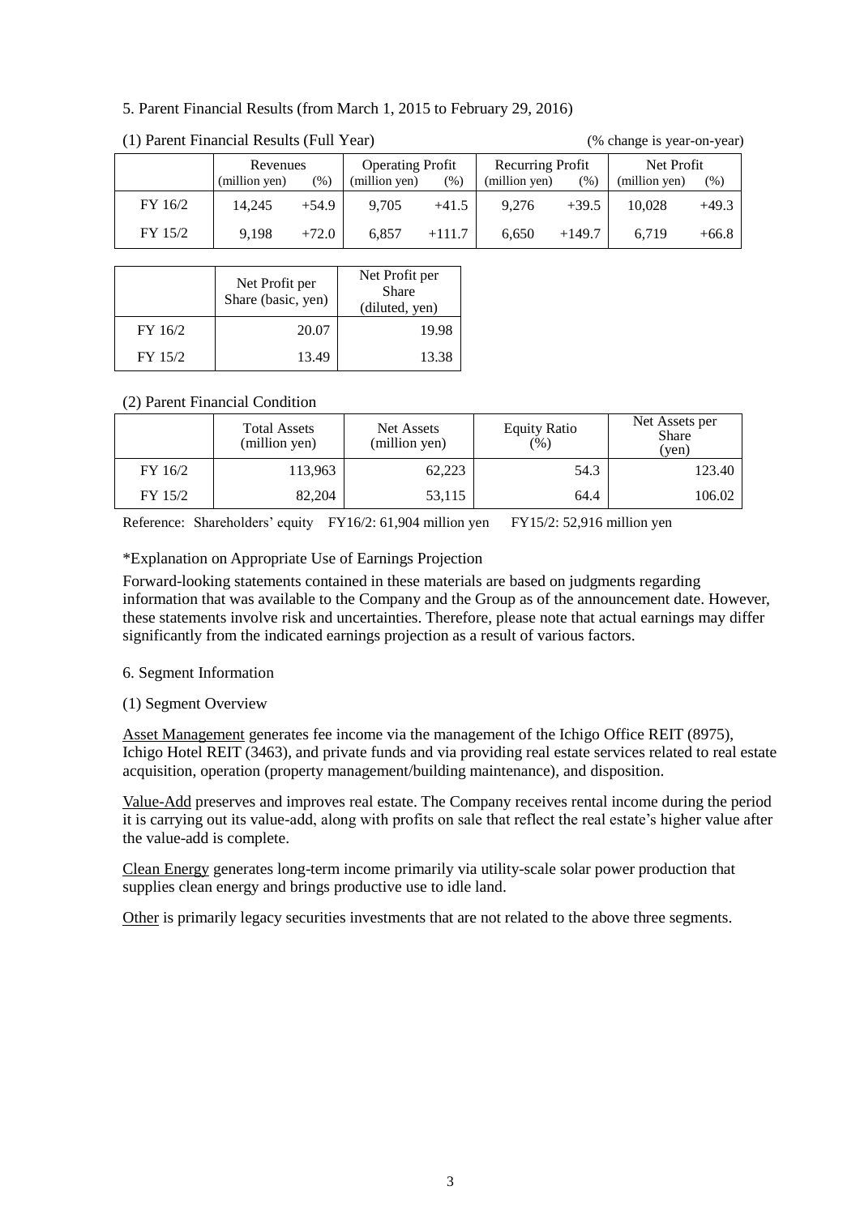## 5. Parent Financial Results (from March 1, 2015 to February 29, 2016)

### (1) Parent Financial Results (Full Year)

(% change is year-on-year)

| | Revenues | | Operating Profit | | Recurring Profit | | Net Profit | |
|---|---|---|---|---|---|---|---|---|
| | (million yen) | (%) | (million yen) | (%) | (million yen) | (%) | (million yen) | (%) |
| FY 16/2 | 14,245 | +54.9 | 9,705 | +41.5 | 9,276 | +39.5 | 10,028 | +49.3 |
| FY 15/2 | 9,198 | +72.0 | 6,857 | +111.7 | 6,650 | +149.7 | 6,719 | +66.8 |

| | Net Profit per Share (basic, yen) | Net Profit per Share (diluted, yen) |
|---|---|---|
| FY 16/2 | 20.07 | 19.98 |
| FY 15/2 | 13.49 | 13.38 |

### (2) Parent Financial Condition

| | Total Assets (million yen) | Net Assets (million yen) | Equity Ratio (%) | Net Assets per Share (yen) |
|---|---|---|---|---|
| FY 16/2 | 113,963 | 62,223 | 54.3 | 123.40 |
| FY 15/2 | 82,204 | 53,115 | 64.4 | 106.02 |

Reference: Shareholders' equity FY16/2: 61,904 million yen FY15/2: 52,916 million yen

*Explanation on Appropriate Use of Earnings Projection

Forward-looking statements contained in these materials are based on judgments regarding information that was available to the Company and the Group as of the announcement date. However, these statements involve risk and uncertainties. Therefore, please note that actual earnings may differ significantly from the indicated earnings projection as a result of various factors.

## 6. Segment Information

### (1) Segment Overview

Asset Management generates fee income via the management of the Ichigo Office REIT (8975), Ichigo Hotel REIT (3463), and private funds and via providing real estate services related to real estate acquisition, operation (property management/building maintenance), and disposition.

Value-Add preserves and improves real estate. The Company receives rental income during the period it is carrying out its value-add, along with profits on sale that reflect the real estate's higher value after the value-add is complete.

Clean Energy generates long-term income primarily via utility-scale solar power production that supplies clean energy and brings productive use to idle land.

Other is primarily legacy securities investments that are not related to the above three segments.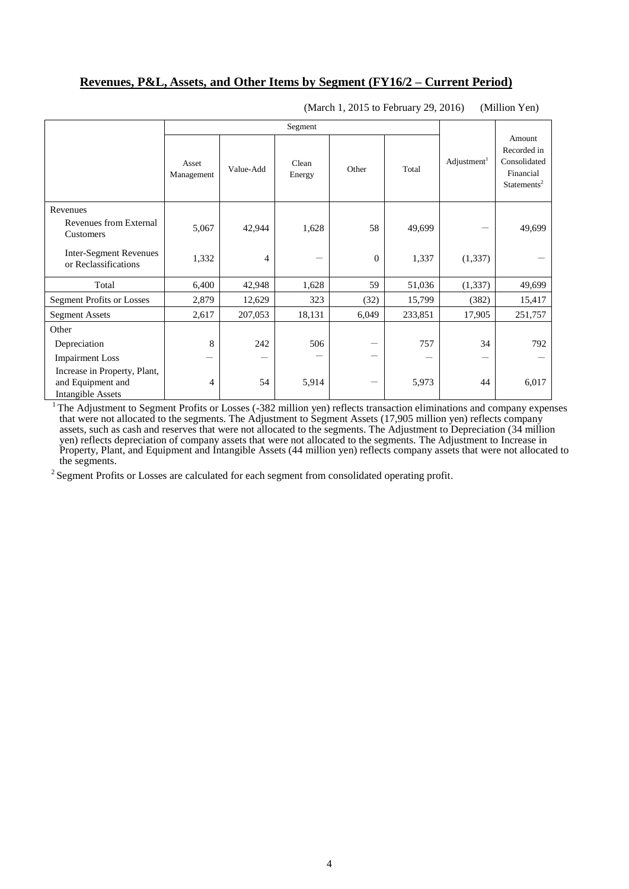## **Revenues, P&L, Assets, and Other Items by Segment (FY16/2 – Current Period)**

(March 1, 2015 to February 29, 2016) (Million Yen)

| | Segment | | | | | Adjustment[1] | Amount Recorded in Consolidated Financial Statements[2] |
|---|---|---|---|---|---|---|---|
| | Asset Management | Value-Add | Clean Energy | Other | Total | | |
| Revenues | | | | | | | |
| Revenues from External Customers | 5,067 | 42,944 | 1,628 | 58 | 49,699 | — | 49,699 |
| Inter-Segment Revenues or Reclassifications | 1,332 | 4 | — | 0 | 1,337 | (1,337) | — |
| Total | 6,400 | 42,948 | 1,628 | 59 | 51,036 | (1,337) | 49,699 |
| Segment Profits or Losses | 2,879 | 12,629 | 323 | (32) | 15,799 | (382) | 15,417 |
| Segment Assets | 2,617 | 207,053 | 18,131 | 6,049 | 233,851 | 17,905 | 251,757 |
| Other | | | | | | | |
| Depreciation | 8 | 242 | 506 | — | 757 | 34 | 792 |
| Impairment Loss | — | — | — | — | — | — | — |
| Increase in Property, Plant, and Equipment and Intangible Assets | 4 | 54 | 5,914 | — | 5,973 | 44 | 6,017 |

[1] The Adjustment to Segment Profits or Losses (-382 million yen) reflects transaction eliminations and company expenses that were not allocated to the segments. The Adjustment to Segment Assets (17,905 million yen) reflects company assets, such as cash and reserves that were not allocated to the segments. The Adjustment to Depreciation (34 million yen) reflects depreciation of company assets that were not allocated to the segments. The Adjustment to Increase in Property, Plant, and Equipment and Intangible Assets (44 million yen) reflects company assets that were not allocated to the segments.

[2] Segment Profits or Losses are calculated for each segment from consolidated operating profit.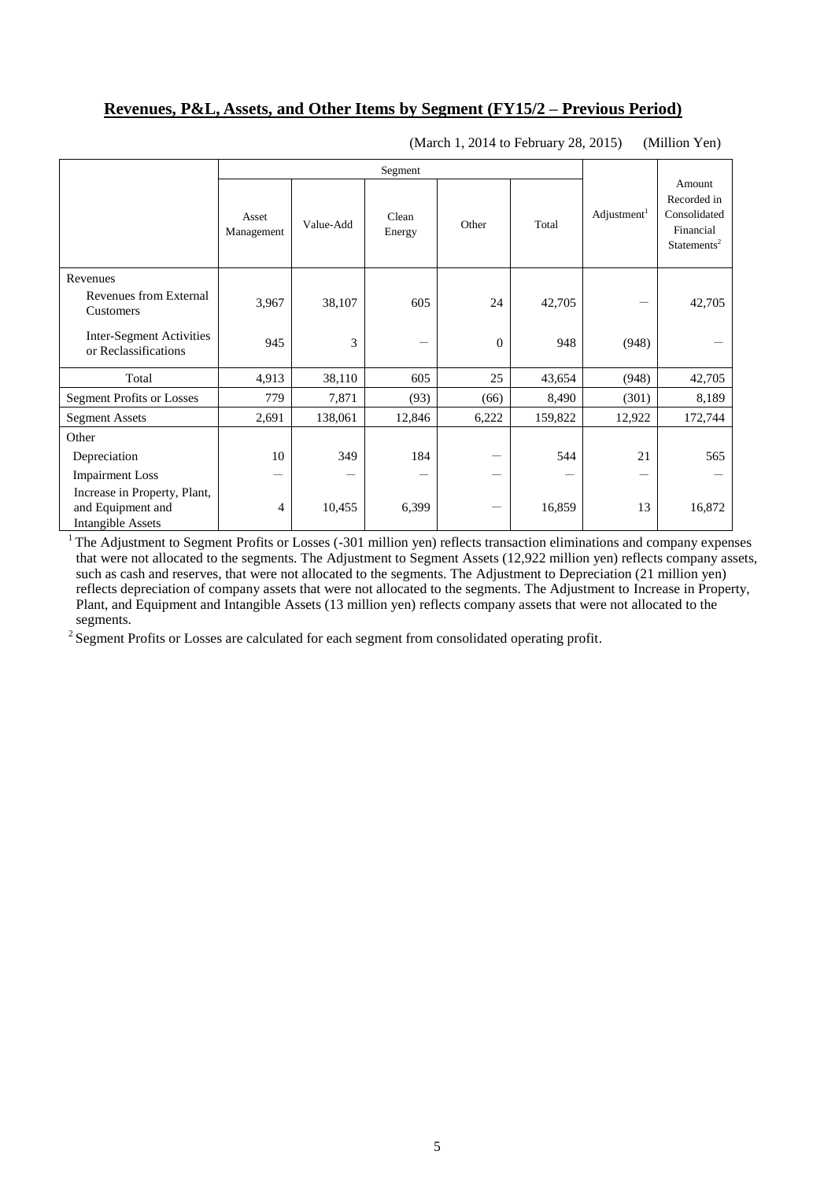## Revenues, P&L, Assets, and Other Items by Segment (FY15/2 – Previous Period)

(March 1, 2014 to February 28, 2015) (Million Yen)

| | Segment | | | | | Adjustment[1] | Amount Recorded in Consolidated Financial Statements[2] |
|---|---|---|---|---|---|---|---|
| | Asset Management | Value-Add | Clean Energy | Other | Total | | |
| Revenues | | | | | | | |
| Revenues from External Customers | 3,967 | 38,107 | 605 | 24 | 42,705 | ― | 42,705 |
| Inter-Segment Activities or Reclassifications | 945 | 3 | ― | 0 | 948 | (948) | ― |
| Total | 4,913 | 38,110 | 605 | 25 | 43,654 | (948) | 42,705 |
| Segment Profits or Losses | 779 | 7,871 | (93) | (66) | 8,490 | (301) | 8,189 |
| Segment Assets | 2,691 | 138,061 | 12,846 | 6,222 | 159,822 | 12,922 | 172,744 |
| Other | | | | | | | |
| Depreciation | 10 | 349 | 184 | ― | 544 | 21 | 565 |
| Impairment Loss | ― | ― | ― | ― | ― | ― | ― |
| Increase in Property, Plant, and Equipment and Intangible Assets | 4 | 10,455 | 6,399 | ― | 16,859 | 13 | 16,872 |

[1] The Adjustment to Segment Profits or Losses (-301 million yen) reflects transaction eliminations and company expenses that were not allocated to the segments. The Adjustment to Segment Assets (12,922 million yen) reflects company assets, such as cash and reserves, that were not allocated to the segments. The Adjustment to Depreciation (21 million yen) reflects depreciation of company assets that were not allocated to the segments. The Adjustment to Increase in Property, Plant, and Equipment and Intangible Assets (13 million yen) reflects company assets that were not allocated to the segments.

[2] Segment Profits or Losses are calculated for each segment from consolidated operating profit.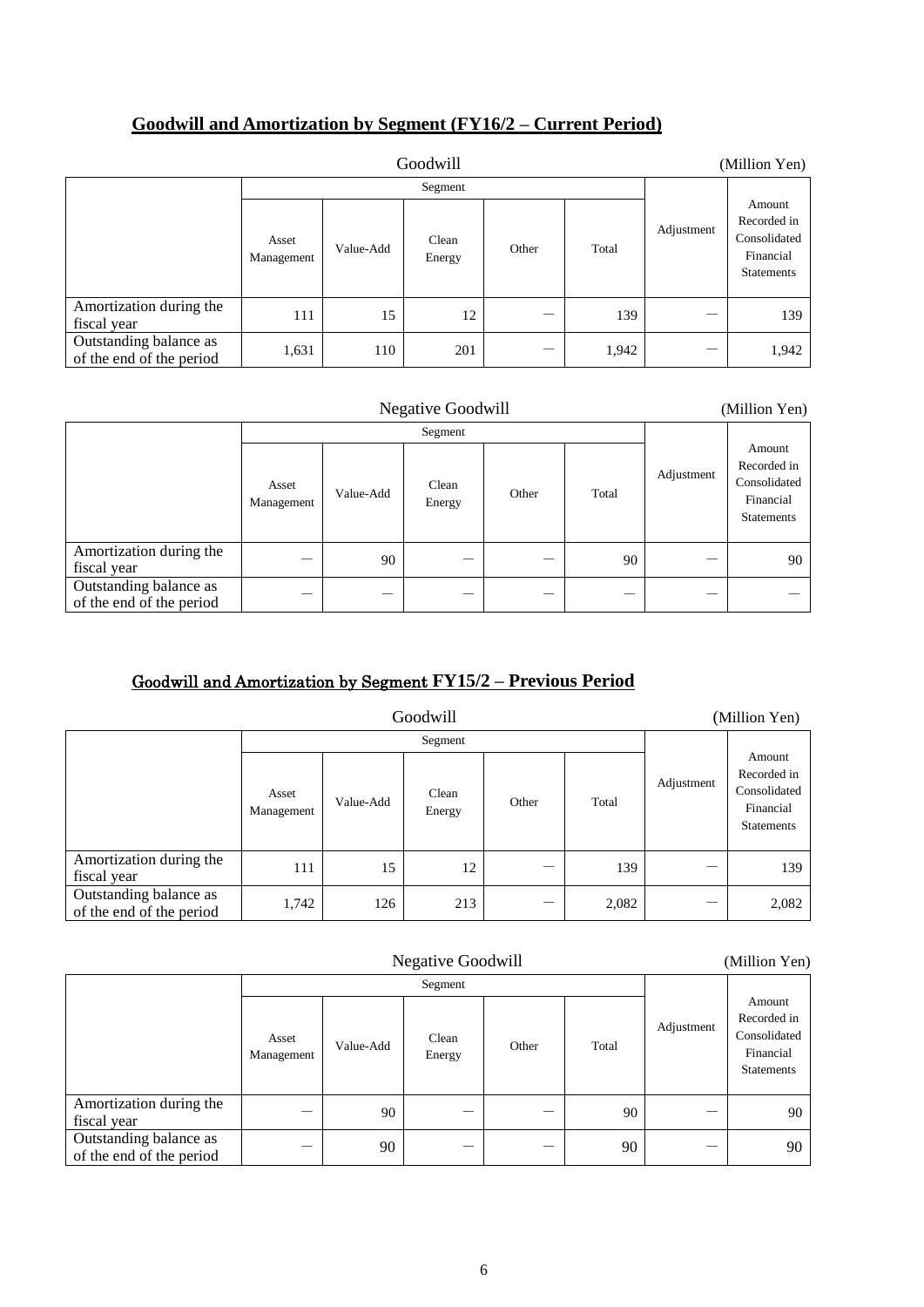## Goodwill and Amortization by Segment (FY16/2 – Current Period)

Goodwill (Million Yen)

| | Segment | | | | | Adjustment | Amount Recorded in Consolidated Financial Statements |
|---|---|---|---|---|---|---|---|
| | Asset Management | Value-Add | Clean Energy | Other | Total | | |
| Amortization during the fiscal year | 111 | 15 | 12 | — | 139 | — | 139 |
| Outstanding balance as of the end of the period | 1,631 | 110 | 201 | — | 1,942 | — | 1,942 |

Negative Goodwill (Million Yen)

| | Segment | | | | | Adjustment | Amount Recorded in Consolidated Financial Statements |
|---|---|---|---|---|---|---|---|
| | Asset Management | Value-Add | Clean Energy | Other | Total | | |
| Amortization during the fiscal year | — | 90 | — | — | 90 | — | 90 |
| Outstanding balance as of the end of the period | — | — | — | — | — | — | — |

## Goodwill and Amortization by Segment FY15/2 – Previous Period

Goodwill (Million Yen)

| | Segment | | | | | Adjustment | Amount Recorded in Consolidated Financial Statements |
|---|---|---|---|---|---|---|---|
| | Asset Management | Value-Add | Clean Energy | Other | Total | | |
| Amortization during the fiscal year | 111 | 15 | 12 | — | 139 | — | 139 |
| Outstanding balance as of the end of the period | 1,742 | 126 | 213 | — | 2,082 | — | 2,082 |

Negative Goodwill (Million Yen)

| | Segment | | | | | Adjustment | Amount Recorded in Consolidated Financial Statements |
|---|---|---|---|---|---|---|---|
| | Asset Management | Value-Add | Clean Energy | Other | Total | | |
| Amortization during the fiscal year | — | 90 | — | — | 90 | — | 90 |
| Outstanding balance as of the end of the period | — | 90 | — | — | 90 | — | 90 |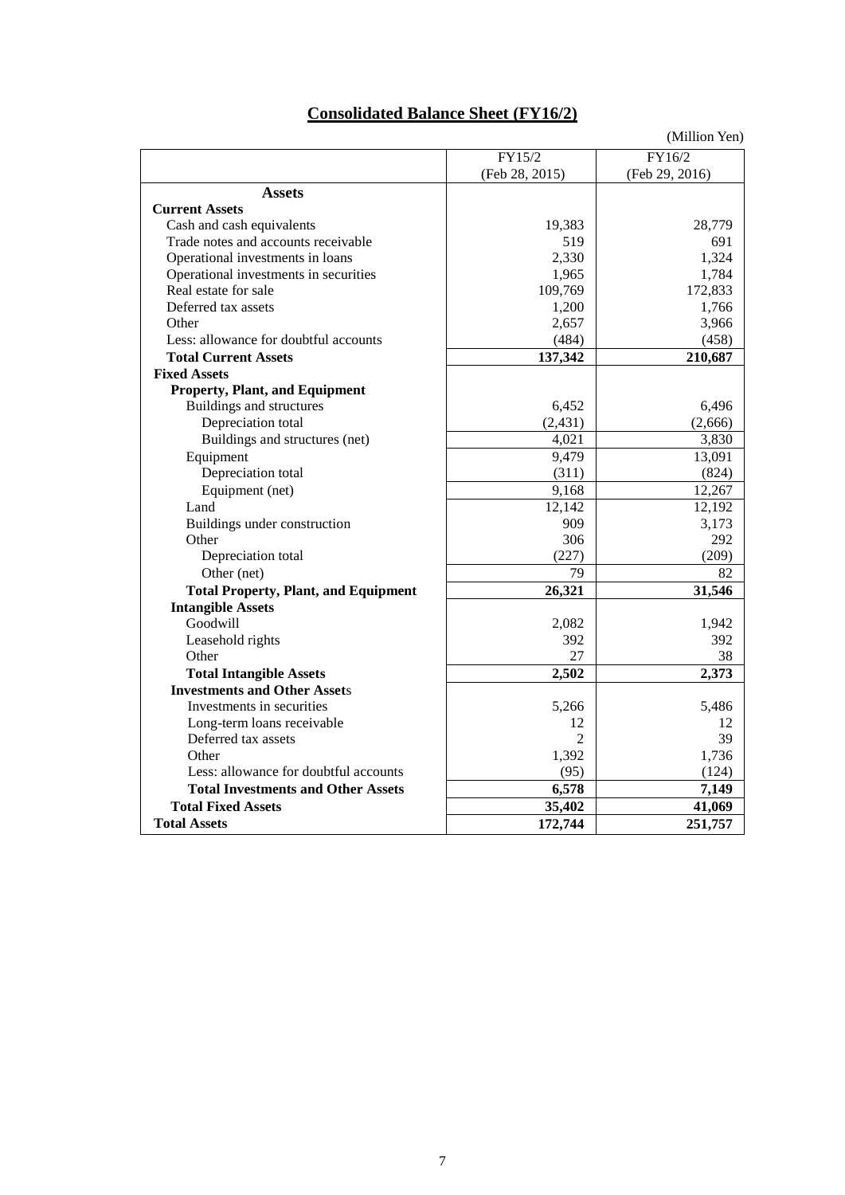## Consolidated Balance Sheet (FY16/2)

(Million Yen)

| | FY15/2 (Feb 28, 2015) | FY16/2 (Feb 29, 2016) |
|---|---|---|
| **Assets** | | |
| **Current Assets** | | |
| Cash and cash equivalents | 19,383 | 28,779 |
| Trade notes and accounts receivable | 519 | 691 |
| Operational investments in loans | 2,330 | 1,324 |
| Operational investments in securities | 1,965 | 1,784 |
| Real estate for sale | 109,769 | 172,833 |
| Deferred tax assets | 1,200 | 1,766 |
| Other | 2,657 | 3,966 |
| Less: allowance for doubtful accounts | (484) | (458) |
| **Total Current Assets** | **137,342** | **210,687** |
| **Fixed Assets** | | |
| **Property, Plant, and Equipment** | | |
| Buildings and structures | 6,452 | 6,496 |
| Depreciation total | (2,431) | (2,666) |
| Buildings and structures (net) | 4,021 | 3,830 |
| Equipment | 9,479 | 13,091 |
| Depreciation total | (311) | (824) |
| Equipment (net) | 9,168 | 12,267 |
| Land | 12,142 | 12,192 |
| Buildings under construction | 909 | 3,173 |
| Other | 306 | 292 |
| Depreciation total | (227) | (209) |
| Other (net) | 79 | 82 |
| **Total Property, Plant, and Equipment** | **26,321** | **31,546** |
| **Intangible Assets** | | |
| Goodwill | 2,082 | 1,942 |
| Leasehold rights | 392 | 392 |
| Other | 27 | 38 |
| **Total Intangible Assets** | **2,502** | **2,373** |
| **Investments and Other Assets** | | |
| Investments in securities | 5,266 | 5,486 |
| Long-term loans receivable | 12 | 12 |
| Deferred tax assets | 2 | 39 |
| Other | 1,392 | 1,736 |
| Less: allowance for doubtful accounts | (95) | (124) |
| **Total Investments and Other Assets** | **6,578** | **7,149** |
| **Total Fixed Assets** | **35,402** | **41,069** |
| **Total Assets** | **172,744** | **251,757** |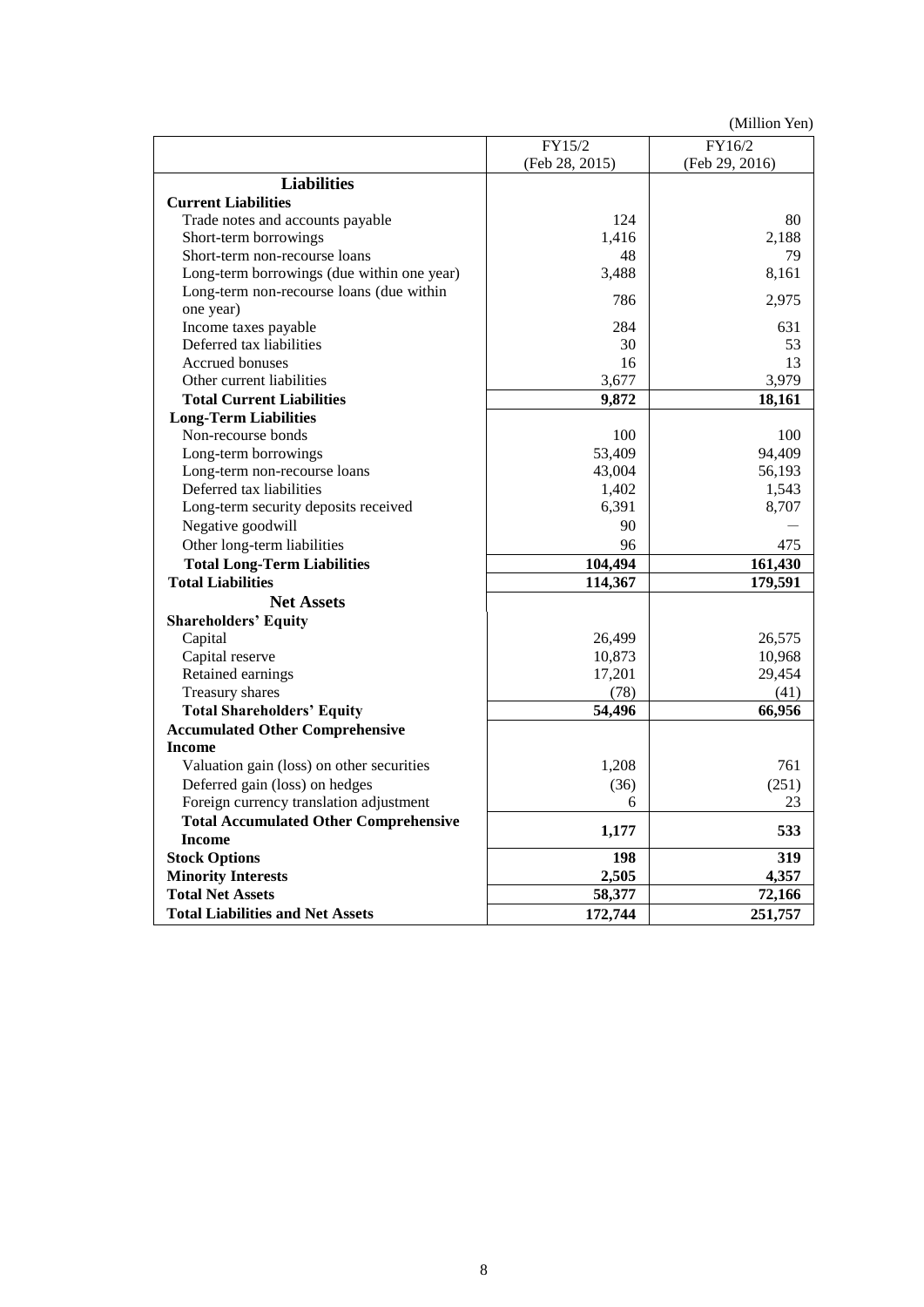(Million Yen)

| | FY15/2 (Feb 28, 2015) | FY16/2 (Feb 29, 2016) |
|---|---|---|
| **Liabilities** | | |
| **Current Liabilities** | | |
| Trade notes and accounts payable | 124 | 80 |
| Short-term borrowings | 1,416 | 2,188 |
| Short-term non-recourse loans | 48 | 79 |
| Long-term borrowings (due within one year) | 3,488 | 8,161 |
| Long-term non-recourse loans (due within one year) | 786 | 2,975 |
| Income taxes payable | 284 | 631 |
| Deferred tax liabilities | 30 | 53 |
| Accrued bonuses | 16 | 13 |
| Other current liabilities | 3,677 | 3,979 |
| **Total Current Liabilities** | **9,872** | **18,161** |
| **Long-Term Liabilities** | | |
| Non-recourse bonds | 100 | 100 |
| Long-term borrowings | 53,409 | 94,409 |
| Long-term non-recourse loans | 43,004 | 56,193 |
| Deferred tax liabilities | 1,402 | 1,543 |
| Long-term security deposits received | 6,391 | 8,707 |
| Negative goodwill | 90 | — |
| Other long-term liabilities | 96 | 475 |
| **Total Long-Term Liabilities** | **104,494** | **161,430** |
| **Total Liabilities** | **114,367** | **179,591** |
| **Net Assets** | | |
| **Shareholders' Equity** | | |
| Capital | 26,499 | 26,575 |
| Capital reserve | 10,873 | 10,968 |
| Retained earnings | 17,201 | 29,454 |
| Treasury shares | (78) | (41) |
| **Total Shareholders' Equity** | **54,496** | **66,956** |
| **Accumulated Other Comprehensive Income** | | |
| Valuation gain (loss) on other securities | 1,208 | 761 |
| Deferred gain (loss) on hedges | (36) | (251) |
| Foreign currency translation adjustment | 6 | 23 |
| **Total Accumulated Other Comprehensive Income** | **1,177** | **533** |
| **Stock Options** | **198** | **319** |
| **Minority Interests** | **2,505** | **4,357** |
| **Total Net Assets** | **58,377** | **72,166** |
| **Total Liabilities and Net Assets** | **172,744** | **251,757** |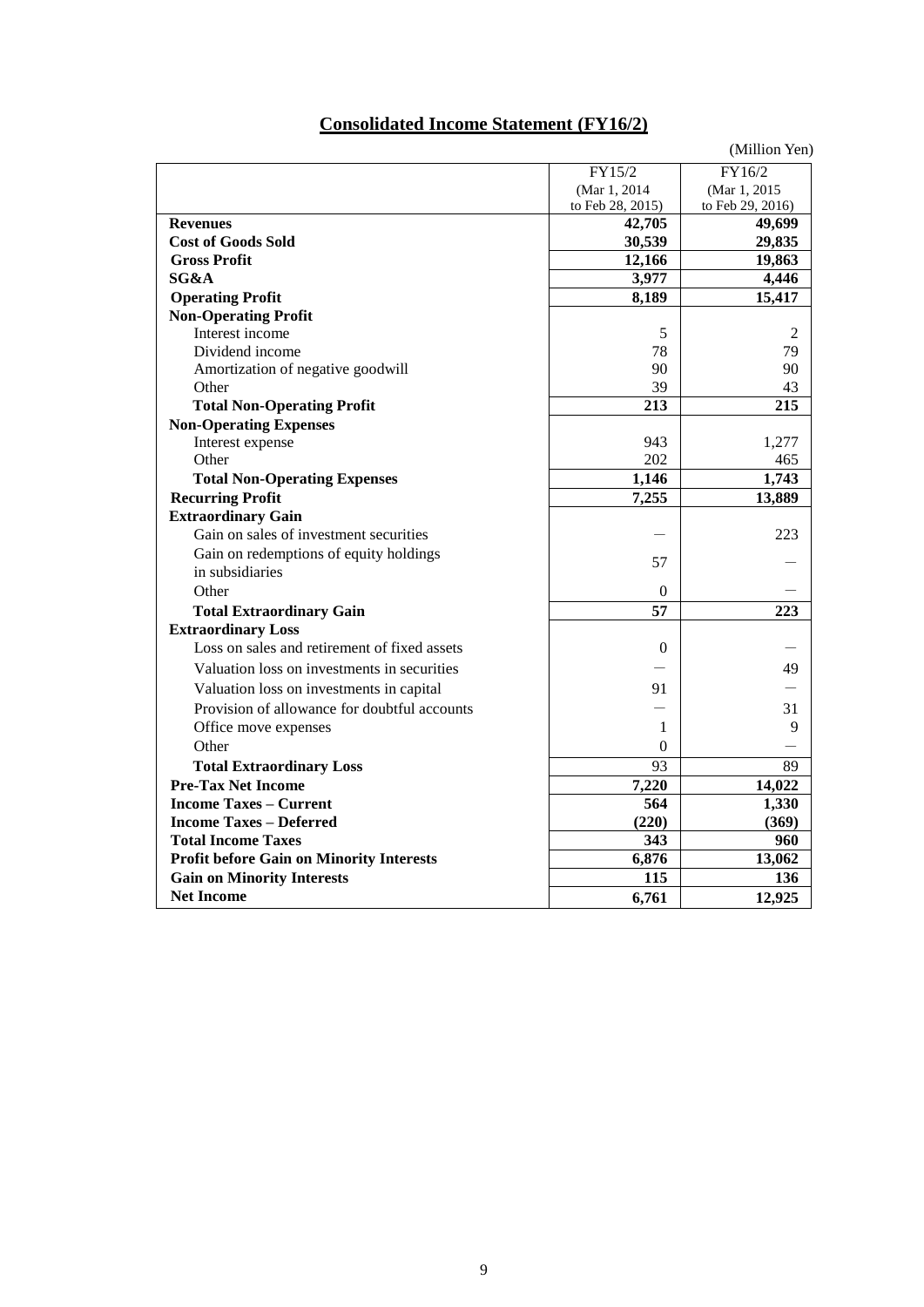## Consolidated Income Statement (FY16/2)

(Million Yen)

| | FY15/2 (Mar 1, 2014 to Feb 28, 2015) | FY16/2 (Mar 1, 2015 to Feb 29, 2016) |
|---|---|---|
| **Revenues** | **42,705** | **49,699** |
| **Cost of Goods Sold** | **30,539** | **29,835** |
| **Gross Profit** | **12,166** | **19,863** |
| **SG&A** | **3,977** | **4,446** |
| **Operating Profit** | **8,189** | **15,417** |
| **Non-Operating Profit** | | |
| Interest income | 5 | 2 |
| Dividend income | 78 | 79 |
| Amortization of negative goodwill | 90 | 90 |
| Other | 39 | 43 |
| **Total Non-Operating Profit** | **213** | **215** |
| **Non-Operating Expenses** | | |
| Interest expense | 943 | 1,277 |
| Other | 202 | 465 |
| **Total Non-Operating Expenses** | **1,146** | **1,743** |
| **Recurring Profit** | **7,255** | **13,889** |
| **Extraordinary Gain** | | |
| Gain on sales of investment securities | — | 223 |
| Gain on redemptions of equity holdings in subsidiaries | 57 | — |
| Other | 0 | — |
| **Total Extraordinary Gain** | **57** | **223** |
| **Extraordinary Loss** | | |
| Loss on sales and retirement of fixed assets | 0 | — |
| Valuation loss on investments in securities | — | 49 |
| Valuation loss on investments in capital | 91 | — |
| Provision of allowance for doubtful accounts | — | 31 |
| Office move expenses | 1 | 9 |
| Other | 0 | — |
| **Total Extraordinary Loss** | 93 | 89 |
| **Pre-Tax Net Income** | **7,220** | **14,022** |
| **Income Taxes – Current** | **564** | **1,330** |
| **Income Taxes – Deferred** | **(220)** | **(369)** |
| **Total Income Taxes** | **343** | **960** |
| **Profit before Gain on Minority Interests** | **6,876** | **13,062** |
| **Gain on Minority Interests** | **115** | **136** |
| **Net Income** | **6,761** | **12,925** |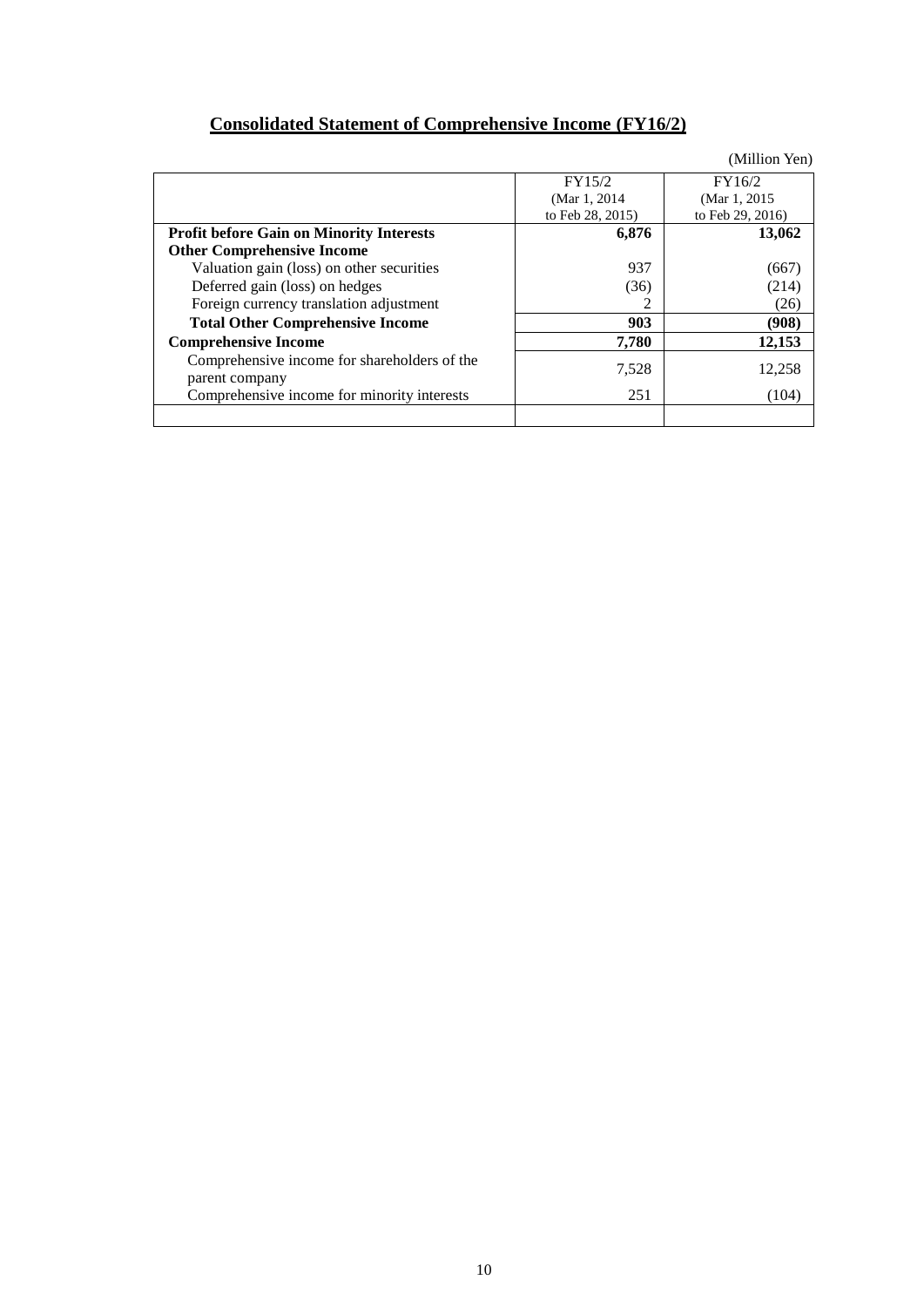## Consolidated Statement of Comprehensive Income (FY16/2)

(Million Yen)

| | FY15/2 (Mar 1, 2014 to Feb 28, 2015) | FY16/2 (Mar 1, 2015 to Feb 29, 2016) |
|---|---|---|
| **Profit before Gain on Minority Interests** | **6,876** | **13,062** |
| **Other Comprehensive Income** | | |
| Valuation gain (loss) on other securities | 937 | (667) |
| Deferred gain (loss) on hedges | (36) | (214) |
| Foreign currency translation adjustment | 2 | (26) |
| **Total Other Comprehensive Income** | **903** | **(908)** |
| **Comprehensive Income** | **7,780** | **12,153** |
| Comprehensive income for shareholders of the parent company | 7,528 | 12,258 |
| Comprehensive income for minority interests | 251 | (104) |
| | | |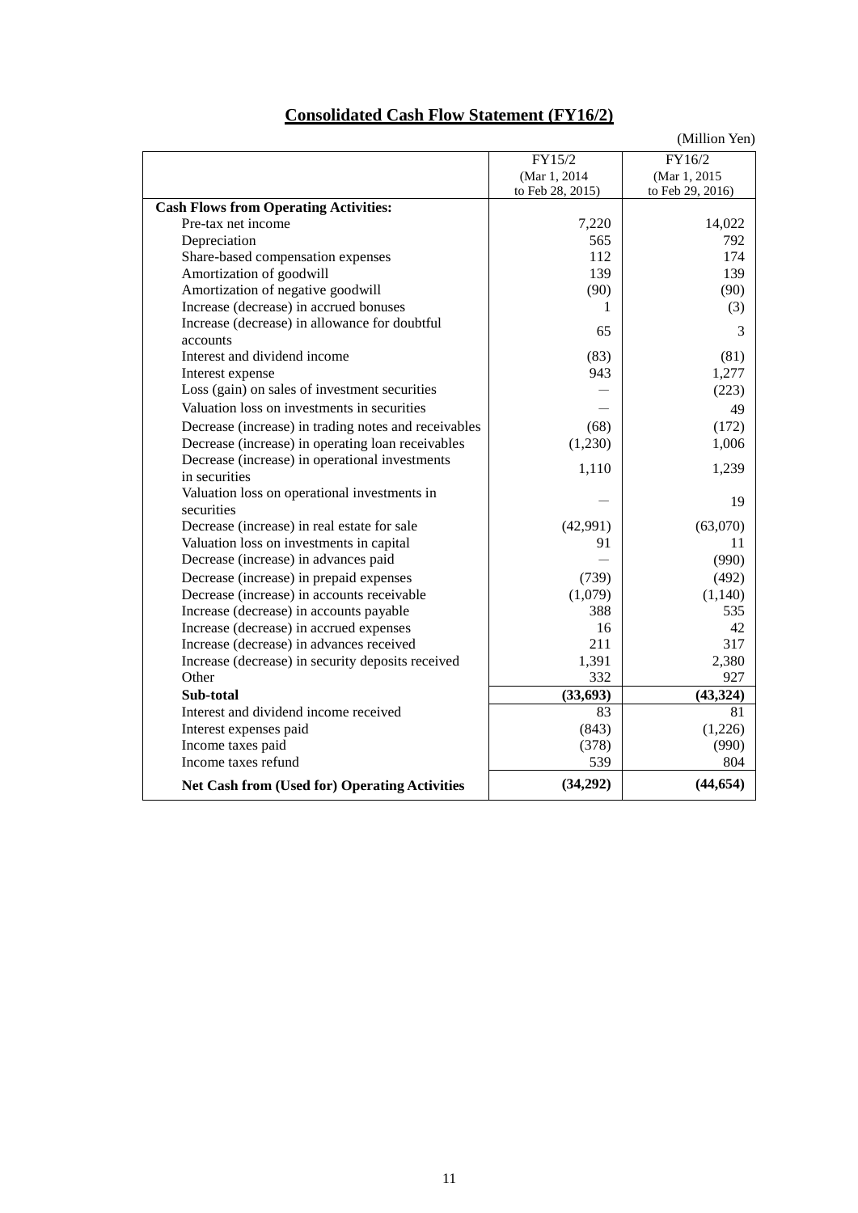## Consolidated Cash Flow Statement (FY16/2)

(Million Yen)

| | FY15/2 (Mar 1, 2014 to Feb 28, 2015) | FY16/2 (Mar 1, 2015 to Feb 29, 2016) |
|---|---|---|
| **Cash Flows from Operating Activities:** | | |
| Pre-tax net income | 7,220 | 14,022 |
| Depreciation | 565 | 792 |
| Share-based compensation expenses | 112 | 174 |
| Amortization of goodwill | 139 | 139 |
| Amortization of negative goodwill | (90) | (90) |
| Increase (decrease) in accrued bonuses | 1 | (3) |
| Increase (decrease) in allowance for doubtful accounts | 65 | 3 |
| Interest and dividend income | (83) | (81) |
| Interest expense | 943 | 1,277 |
| Loss (gain) on sales of investment securities | — | (223) |
| Valuation loss on investments in securities | — | 49 |
| Decrease (increase) in trading notes and receivables | (68) | (172) |
| Decrease (increase) in operating loan receivables | (1,230) | 1,006 |
| Decrease (increase) in operational investments in securities | 1,110 | 1,239 |
| Valuation loss on operational investments in securities | — | 19 |
| Decrease (increase) in real estate for sale | (42,991) | (63,070) |
| Valuation loss on investments in capital | 91 | 11 |
| Decrease (increase) in advances paid | — | (990) |
| Decrease (increase) in prepaid expenses | (739) | (492) |
| Decrease (increase) in accounts receivable | (1,079) | (1,140) |
| Increase (decrease) in accounts payable | 388 | 535 |
| Increase (decrease) in accrued expenses | 16 | 42 |
| Increase (decrease) in advances received | 211 | 317 |
| Increase (decrease) in security deposits received | 1,391 | 2,380 |
| Other | 332 | 927 |
| **Sub-total** | **(33,693)** | **(43,324)** |
| Interest and dividend income received | 83 | 81 |
| Interest expenses paid | (843) | (1,226) |
| Income taxes paid | (378) | (990) |
| Income taxes refund | 539 | 804 |
| **Net Cash from (Used for) Operating Activities** | **(34,292)** | **(44,654)** |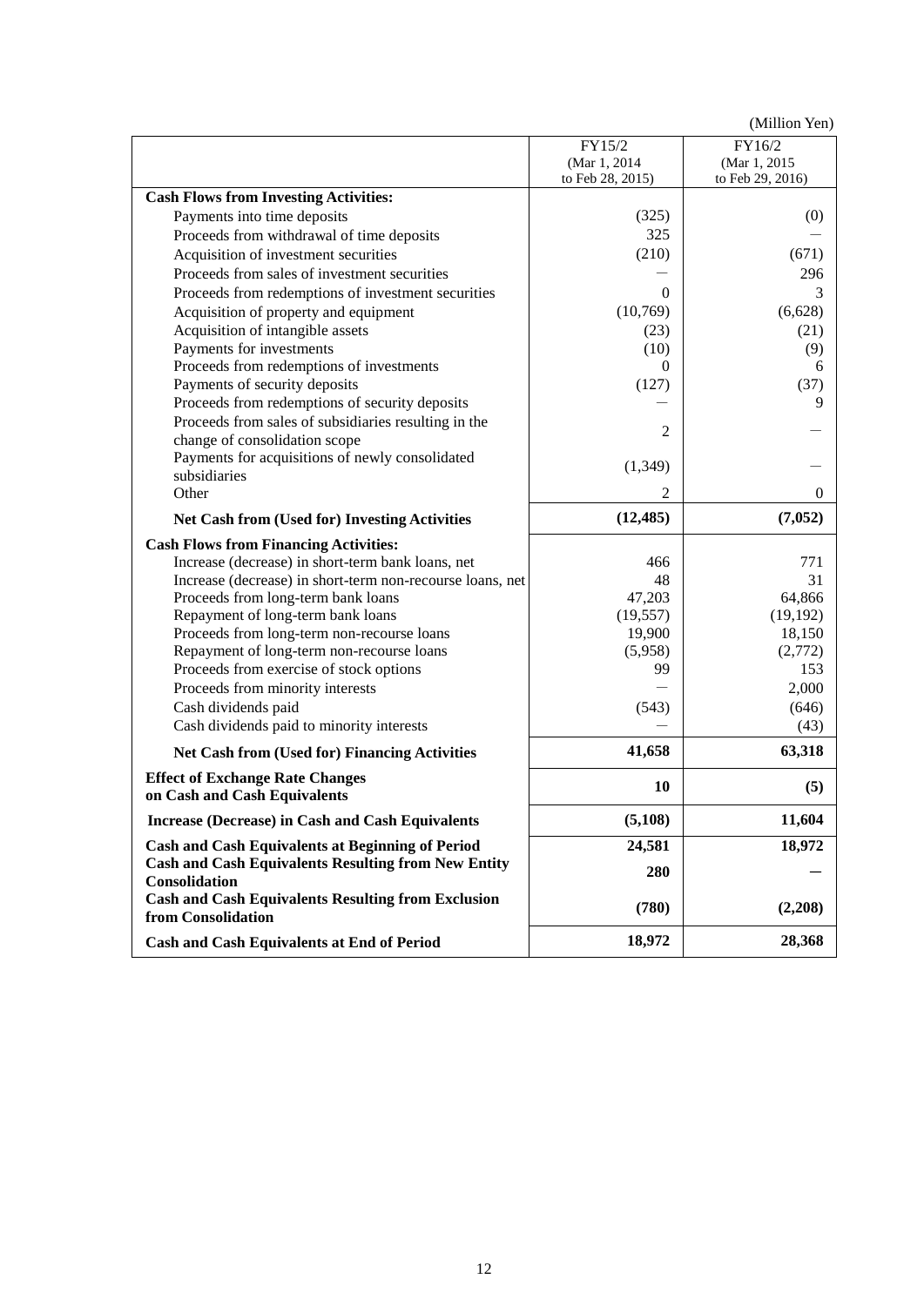(Million Yen)

| | FY15/2 (Mar 1, 2014 to Feb 28, 2015) | FY16/2 (Mar 1, 2015 to Feb 29, 2016) |
|---|---|---|
| **Cash Flows from Investing Activities:** | | |
| Payments into time deposits | (325) | (0) |
| Proceeds from withdrawal of time deposits | 325 | — |
| Acquisition of investment securities | (210) | (671) |
| Proceeds from sales of investment securities | — | 296 |
| Proceeds from redemptions of investment securities | 0 | 3 |
| Acquisition of property and equipment | (10,769) | (6,628) |
| Acquisition of intangible assets | (23) | (21) |
| Payments for investments | (10) | (9) |
| Proceeds from redemptions of investments | 0 | 6 |
| Payments of security deposits | (127) | (37) |
| Proceeds from redemptions of security deposits | — | 9 |
| Proceeds from sales of subsidiaries resulting in the change of consolidation scope | 2 | — |
| Payments for acquisitions of newly consolidated subsidiaries | (1,349) | — |
| Other | 2 | 0 |
| **Net Cash from (Used for) Investing Activities** | **(12,485)** | **(7,052)** |
| **Cash Flows from Financing Activities:** | | |
| Increase (decrease) in short-term bank loans, net | 466 | 771 |
| Increase (decrease) in short-term non-recourse loans, net | 48 | 31 |
| Proceeds from long-term bank loans | 47,203 | 64,866 |
| Repayment of long-term bank loans | (19,557) | (19,192) |
| Proceeds from long-term non-recourse loans | 19,900 | 18,150 |
| Repayment of long-term non-recourse loans | (5,958) | (2,772) |
| Proceeds from exercise of stock options | 99 | 153 |
| Proceeds from minority interests | — | 2,000 |
| Cash dividends paid | (543) | (646) |
| Cash dividends paid to minority interests | — | (43) |
| **Net Cash from (Used for) Financing Activities** | **41,658** | **63,318** |
| **Effect of Exchange Rate Changes on Cash and Cash Equivalents** | **10** | **(5)** |
| **Increase (Decrease) in Cash and Cash Equivalents** | **(5,108)** | **11,604** |
| **Cash and Cash Equivalents at Beginning of Period** | **24,581** | **18,972** |
| **Cash and Cash Equivalents Resulting from New Entity Consolidation** | **280** | **—** |
| **Cash and Cash Equivalents Resulting from Exclusion from Consolidation** | **(780)** | **(2,208)** |
| **Cash and Cash Equivalents at End of Period** | **18,972** | **28,368** |